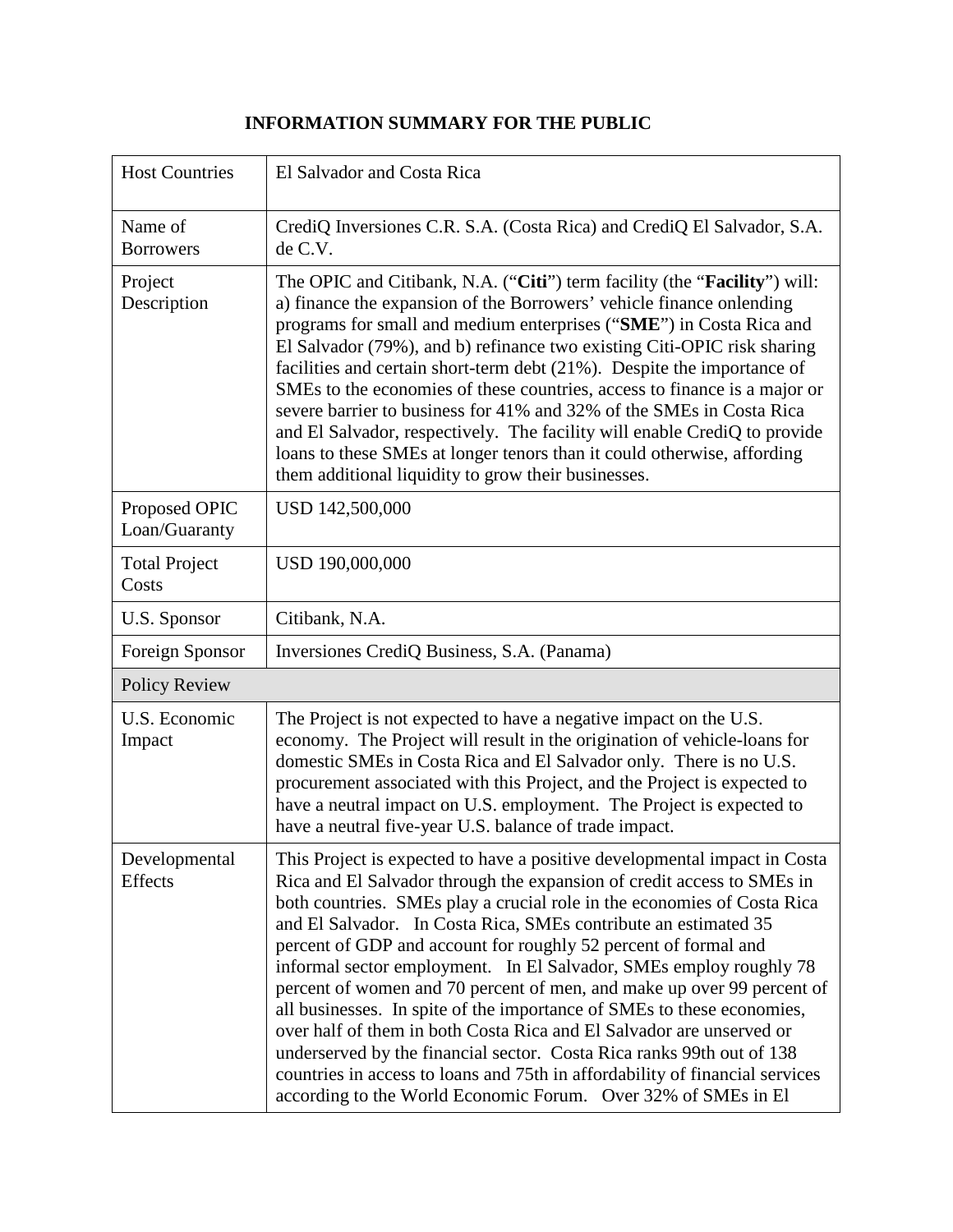# INFORMATION SUMMARY FOR THE PUBLIC

| | |
|---|---|
| Host Countries | El Salvador and Costa Rica |
| Name of Borrowers | CrediQ Inversiones C.R. S.A. (Costa Rica) and CrediQ El Salvador, S.A. de C.V. |
| Project Description | The OPIC and Citibank, N.A. ("**Citi**") term facility (the "**Facility**") will: a) finance the expansion of the Borrowers' vehicle finance onlending programs for small and medium enterprises ("**SME**") in Costa Rica and El Salvador (79%), and b) refinance two existing Citi-OPIC risk sharing facilities and certain short-term debt (21%). Despite the importance of SMEs to the economies of these countries, access to finance is a major or severe barrier to business for 41% and 32% of the SMEs in Costa Rica and El Salvador, respectively. The facility will enable CrediQ to provide loans to these SMEs at longer tenors than it could otherwise, affording them additional liquidity to grow their businesses. |
| Proposed OPIC Loan/Guaranty | USD 142,500,000 |
| Total Project Costs | USD 190,000,000 |
| U.S. Sponsor | Citibank, N.A. |
| Foreign Sponsor | Inversiones CrediQ Business, S.A. (Panama) |
| Policy Review | |
| U.S. Economic Impact | The Project is not expected to have a negative impact on the U.S. economy. The Project will result in the origination of vehicle-loans for domestic SMEs in Costa Rica and El Salvador only. There is no U.S. procurement associated with this Project, and the Project is expected to have a neutral impact on U.S. employment. The Project is expected to have a neutral five-year U.S. balance of trade impact. |
| Developmental Effects | This Project is expected to have a positive developmental impact in Costa Rica and El Salvador through the expansion of credit access to SMEs in both countries. SMEs play a crucial role in the economies of Costa Rica and El Salvador. In Costa Rica, SMEs contribute an estimated 35 percent of GDP and account for roughly 52 percent of formal and informal sector employment. In El Salvador, SMEs employ roughly 78 percent of women and 70 percent of men, and make up over 99 percent of all businesses. In spite of the importance of SMEs to these economies, over half of them in both Costa Rica and El Salvador are unserved or underserved by the financial sector. Costa Rica ranks 99th out of 138 countries in access to loans and 75th in affordability of financial services according to the World Economic Forum. Over 32% of SMEs in El |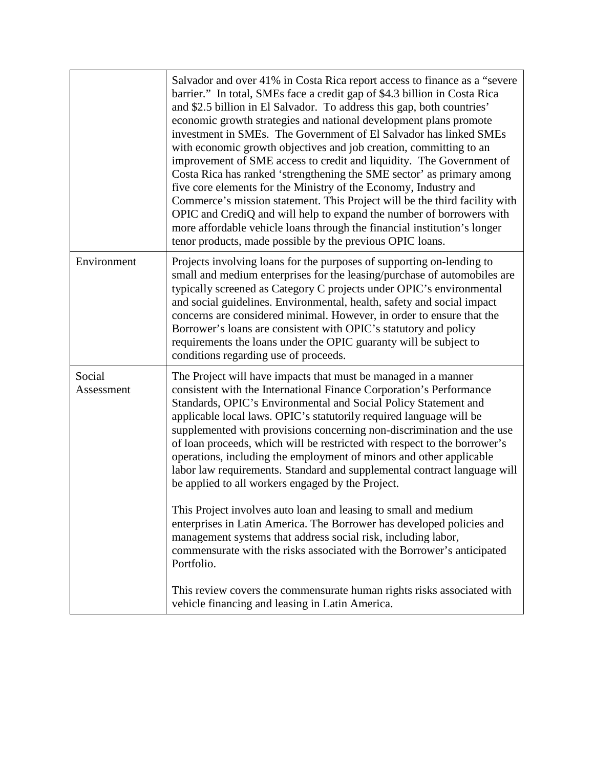| | |
|---|---|
| | Salvador and over 41% in Costa Rica report access to finance as a "severe barrier." In total, SMEs face a credit gap of $4.3 billion in Costa Rica and $2.5 billion in El Salvador. To address this gap, both countries' economic growth strategies and national development plans promote investment in SMEs. The Government of El Salvador has linked SMEs with economic growth objectives and job creation, committing to an improvement of SME access to credit and liquidity. The Government of Costa Rica has ranked 'strengthening the SME sector' as primary among five core elements for the Ministry of the Economy, Industry and Commerce's mission statement. This Project will be the third facility with OPIC and CrediQ and will help to expand the number of borrowers with more affordable vehicle loans through the financial institution's longer tenor products, made possible by the previous OPIC loans. |
| Environment | Projects involving loans for the purposes of supporting on-lending to small and medium enterprises for the leasing/purchase of automobiles are typically screened as Category C projects under OPIC's environmental and social guidelines. Environmental, health, safety and social impact concerns are considered minimal. However, in order to ensure that the Borrower's loans are consistent with OPIC's statutory and policy requirements the loans under the OPIC guaranty will be subject to conditions regarding use of proceeds. |
| Social Assessment | The Project will have impacts that must be managed in a manner consistent with the International Finance Corporation's Performance Standards, OPIC's Environmental and Social Policy Statement and applicable local laws. OPIC's statutorily required language will be supplemented with provisions concerning non-discrimination and the use of loan proceeds, which will be restricted with respect to the borrower's operations, including the employment of minors and other applicable labor law requirements. Standard and supplemental contract language will be applied to all workers engaged by the Project.<br><br>This Project involves auto loan and leasing to small and medium enterprises in Latin America. The Borrower has developed policies and management systems that address social risk, including labor, commensurate with the risks associated with the Borrower's anticipated Portfolio.<br><br>This review covers the commensurate human rights risks associated with vehicle financing and leasing in Latin America. |